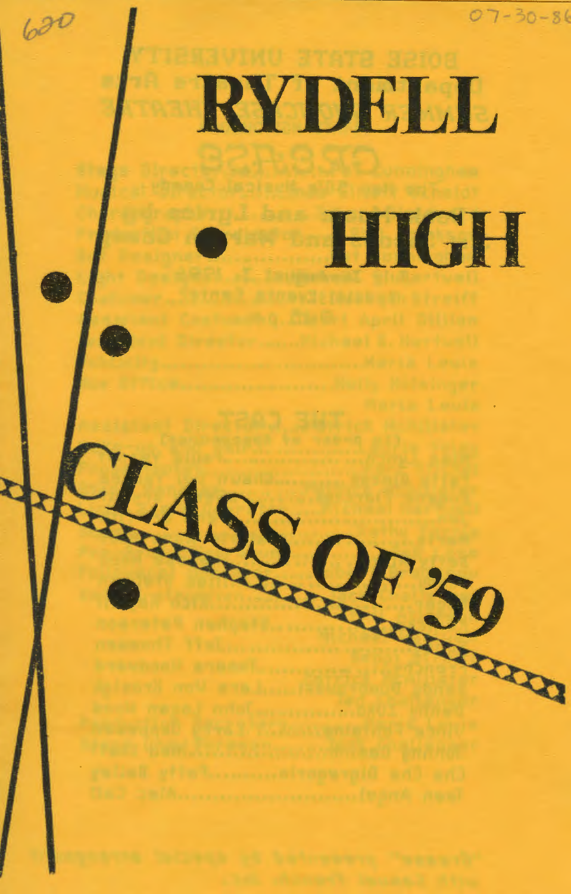620

07-30-86

# RYDELL HIGH

## CLASS OF '59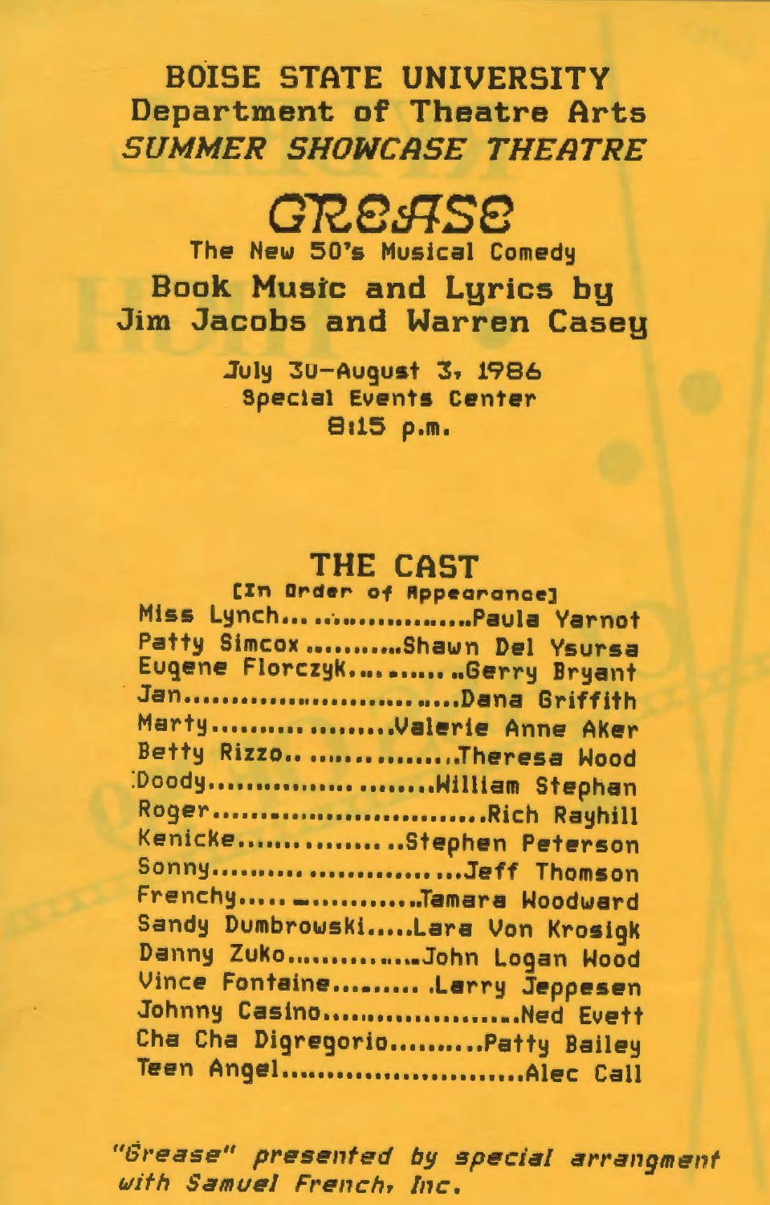# BOISE STATE UNIVERSITY

## Department of Theatre Arts

### *SUMMER SHOWCASE THEATRE*

# GREASE

The New 50's Musical Comedy

## Book Music and Lyrics by Jim Jacobs and Warren Casey

July 30–August 3, 1986
Special Events Center
8:15 p.m.

## THE CAST

[In Order of Appearance]

Miss Lynch.......................Paula Yarnot
Patty Simcox............Shawn Del Ysursa
Eugene Florczyk.............Gerry Bryant
Jan..............................Dana Griffith
Marty......................Valerie Anne Aker
Betty Rizzo......................Theresa Wood
Doody........................William Stephan
Roger..............................Rich Rayhill
Kenicke...................Stephen Peterson
Sonny..............................Jeff Thomson
Frenchy...................Tamara Woodward
Sandy Dumbrowski.....Lara Von Krosigk
Danny Zuko................John Logan Wood
Vince Fontaine..........Larry Jeppesen
Johnny Casino.......................Ned Evett
Cha Cha Digregorio..........Patty Bailey
Teen Angel...........................Alec Call

*"Grease" presented by special arrangment with Samuel French, Inc.*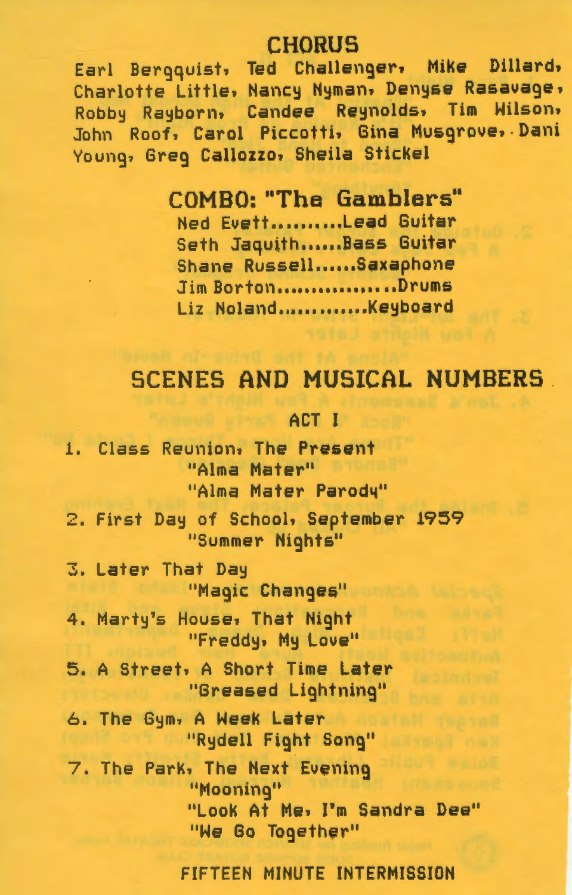## CHORUS

Earl Bergquist, Ted Challenger, Mike Dillard, Charlotte Little, Nancy Nyman, Denyse Rasavage, Robby Rayborn, Candee Reynolds, Tim Wilson, John Roof, Carol Piccotti, Gina Musgrove, Dani Young, Greg Callozzo, Sheila Stickel

## COMBO: "The Gamblers"

Ned Evett..........Lead Guitar
Seth Jaquith......Bass Guitar
Shane Russell......Saxaphone
Jim Borton................Drums
Liz Noland.............Keyboard

## SCENES AND MUSICAL NUMBERS

### ACT I

1. Class Reunion, The Present
   "Alma Mater"
   "Alma Mater Parody"
2. First Day of School, September 1959
   "Summer Nights"
3. Later That Day
   "Magic Changes"
4. Marty's House, That Night
   "Freddy, My Love"
5. A Street, A Short Time Later
   "Greased Lightning"
6. The Gym, A Week Later
   "Rydell Fight Song"
7. The Park, The Next Evening
   "Mooning"
   "Look At Me, I'm Sandra Dee"
   "We Go Together"

FIFTEEN MINUTE INTERMISSION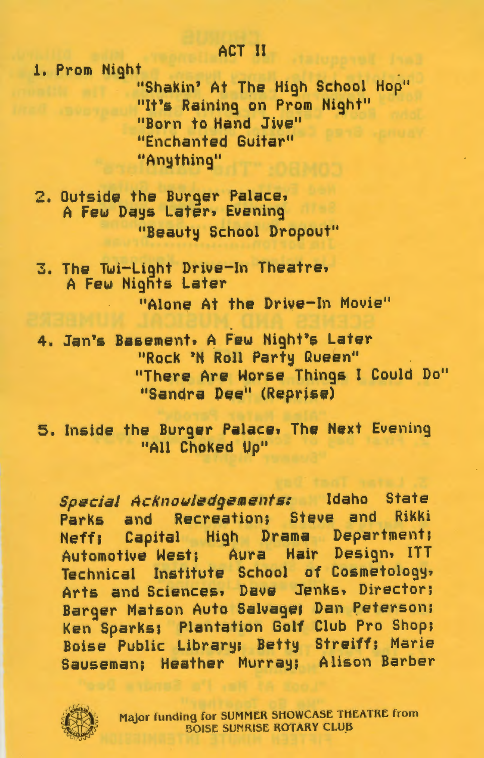# ACT II

1. Prom Night
   - "Shakin' At The High School Hop"
   - "It's Raining on Prom Night"
   - "Born to Hand Jive"
   - "Enchanted Guitar"
   - "Anything"

2. Outside the Burger Palace, A Few Days Later, Evening
   - "Beauty School Dropout"

3. The Twi-Light Drive-In Theatre, A Few Nights Later
   - "Alone At the Drive-In Movie"

4. Jan's Basement, A Few Night's Later
   - "Rock 'N Roll Party Queen"
   - "There Are Worse Things I Could Do"
   - "Sandra Dee" (Reprise)

5. Inside the Burger Palace, The Next Evening
   - "All Choked Up"

*Special Acknowledgements:* Idaho State Parks and Recreation; Steve and Rikki Neff; Capital High Drama Department; Automotive West; Aura Hair Design, ITT Technical Institute School of Cosmetology, Arts and Sciences, Dave Jenks, Director; Barger Matson Auto Salvage; Dan Peterson; Ken Sparks; Plantation Golf Club Pro Shop; Boise Public Library; Betty Streiff; Marie Sauseman; Heather Murray; Alison Barber

Major funding for SUMMER SHOWCASE THEATRE from BOISE SUNRISE ROTARY CLUB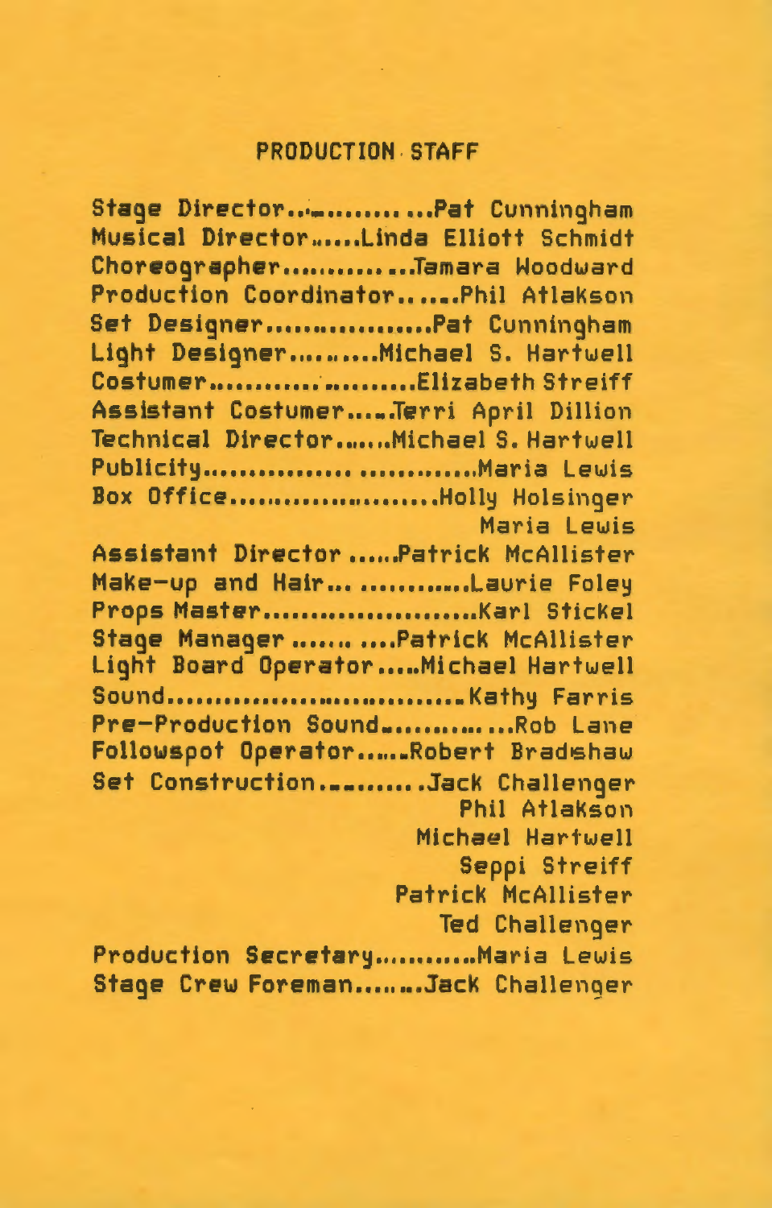## PRODUCTION STAFF

Stage Director..............Pat Cunningham
Musical Director......Linda Elliott Schmidt
Choreographer.............Tamara Woodward
Production Coordinator......Phil Atlakson
Set Designer.................Pat Cunningham
Light Designer..........Michael S. Hartwell
Costumer........................Elizabeth Streiff
Assistant Costumer.....Terri April Dillion
Technical Director......Michael S. Hartwell
Publicity..............................Maria Lewis
Box Office......................Holly Holsinger
Maria Lewis
Assistant Director ......Patrick McAllister
Make-up and Hair....................Laurie Foley
Props Master.......................Karl Stickel
Stage Manager ...........Patrick McAllister
Light Board Operator.....Michael Hartwell
Sound..............................Kathy Farris
Pre-Production Sound...............Rob Lane
Followspot Operator......Robert Bradshaw
Set Construction..........Jack Challenger
Phil Atlakson
Michael Hartwell
Seppi Streiff
Patrick McAllister
Ted Challenger
Production Secretary...........Maria Lewis
Stage Crew Foreman........Jack Challenger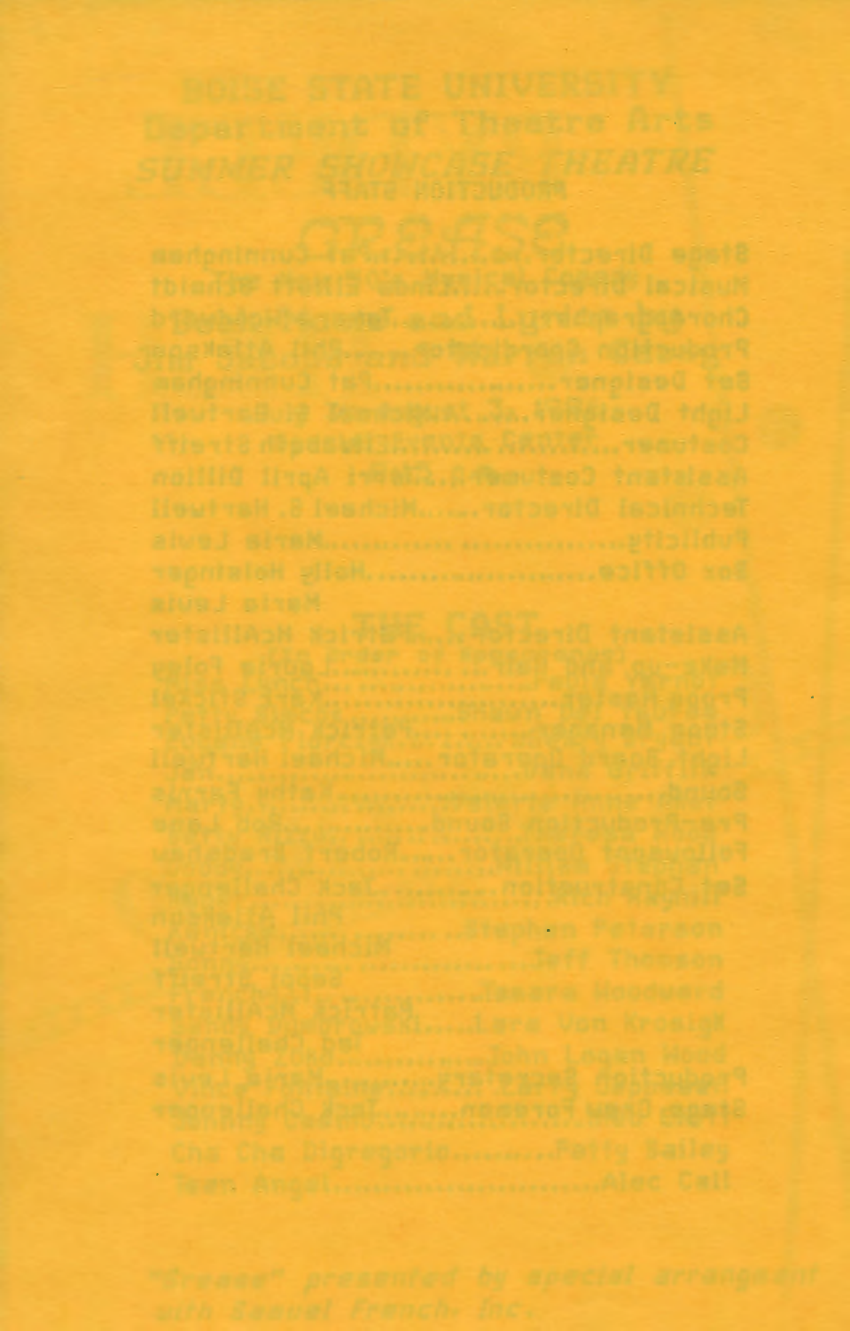## PRODUCTION STAFF

Stage Director.....Pat Cunningham
Musical Director.....Elbert Schmidt
Choreography.....Peter McDonald
Production Coordinator.....Phil Atlakson
Set Designer.....Pat Cunningham
Light Designer.....Michael G. Hartwell
Costumer.....Ann Streiff
Assistant Costumer.....Terri April Dillion
Technical Director.....Michael G. Hartwell
Publicity.....Marla Lewis
Box Office.....Holly Heisinger
Marla Lewis
Assistant Director.....Patrick McAllister
Make-up and Hair.....Laurie Foley
Props Master.....Mark Kitzel
Stage Manager.....Patrick McAllister
Light Board Operator.....Michael Hartwell
Sound.....Kathe Farris
Pre-Production Sound.....Bob Lane
Followspot Operator.....Robert Bragahen
Set Construction.....Jack Challenger
Phil Atlakson
Michael Hartwell
Seppi Streiff
Patrick McAllister
Ted Challenger
Production Secretary.....Marla Lewis
Stage Crew Foreman.....Jack Challenger